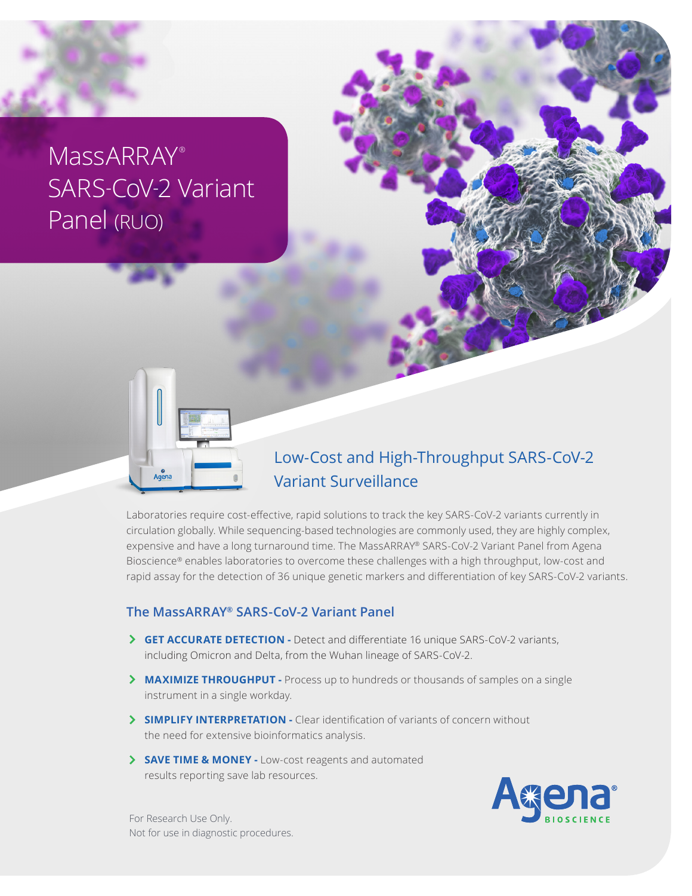# MassARRAY® SARS-CoV-2 Variant Panel (RUO)

## Low-Cost and High-Throughput SARS-CoV-2 Variant Surveillance

Laboratories require cost-effective, rapid solutions to track the key SARS-CoV-2 variants currently in circulation globally. While sequencing-based technologies are commonly used, they are highly complex, expensive and have a long turnaround time. The MassARRAY® SARS-CoV-2 Variant Panel from Agena Bioscience® enables laboratories to overcome these challenges with a high throughput, low-cost and rapid assay for the detection of 36 unique genetic markers and differentiation of key SARS-CoV-2 variants.

### The MassARRAY® SARS-CoV-2 Variant Panel

- **GET ACCURATE DETECTION -** Detect and differentiate 16 unique SARS-CoV-2 variants, including Omicron and Delta, from the Wuhan lineage of SARS-CoV-2.
- **MAXIMIZE THROUGHPUT -** Process up to hundreds or thousands of samples on a single instrument in a single workday.
- **SIMPLIFY INTERPRETATION -** Clear identification of variants of concern without the need for extensive bioinformatics analysis.
- **SAVE TIME & MONEY -** Low-cost reagents and automated results reporting save lab resources.

For Research Use Only.
Not for use in diagnostic procedures.

Agena® BIOSCIENCE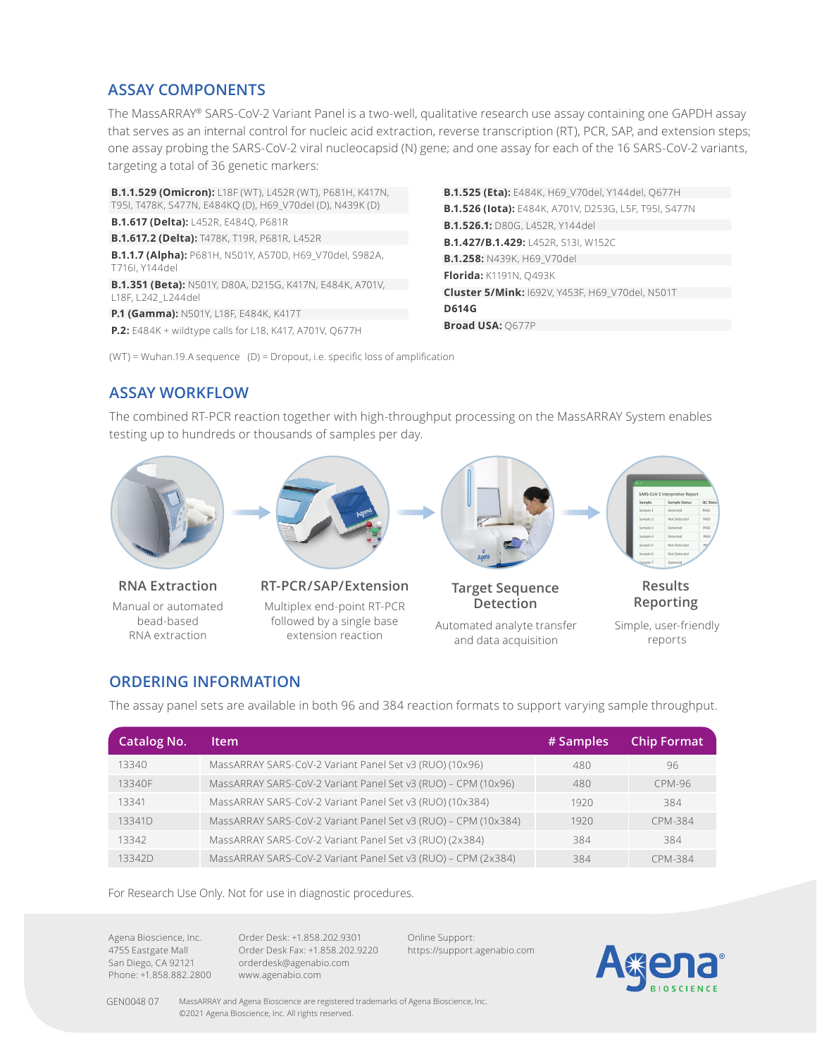## ASSAY COMPONENTS

The MassARRAY® SARS-CoV-2 Variant Panel is a two-well, qualitative research use assay containing one GAPDH assay that serves as an internal control for nucleic acid extraction, reverse transcription (RT), PCR, SAP, and extension steps; one assay probing the SARS-CoV-2 viral nucleocapsid (N) gene; and one assay for each of the 16 SARS-CoV-2 variants, targeting a total of 36 genetic markers:

**B.1.1.529 (Omicron):** L18F (WT), L452R (WT), P681H, K417N, T95I, T478K, S477N, E484KQ (D), H69_V70del (D), N439K (D)

**B.1.617 (Delta):** L452R, E484Q, P681R

**B.1.617.2 (Delta):** T478K, T19R, P681R, L452R

**B.1.1.7 (Alpha):** P681H, N501Y, A570D, H69_V70del, S982A, T716I, Y144del

**B.1.351 (Beta):** N501Y, D80A, D215G, K417N, E484K, A701V, L18F, L242_L244del

**P.1 (Gamma):** N501Y, L18F, E484K, K417T

**P.2:** E484K + wildtype calls for L18, K417, A701V, Q677H

**B.1.525 (Eta):** E484K, H69_V70del, Y144del, Q677H

**B.1.526 (Iota):** E484K, A701V, D253G, L5F, T95I, S477N

**B.1.526.1:** D80G, L452R, Y144del

**B.1.427/B.1.429:** L452R, S13I, W152C

**B.1.258:** N439K, H69_V70del

**Florida:** K1191N, Q493K

**Cluster 5/Mink:** I692V, Y453F, H69_V70del, N501T

**D614G**

**Broad USA:** Q677P

(WT) = Wuhan.19.A sequence (D) = Dropout, i.e. specific loss of amplification

## ASSAY WORKFLOW

The combined RT-PCR reaction together with high-throughput processing on the MassARRAY System enables testing up to hundreds or thousands of samples per day.

**RNA Extraction**
Manual or automated bead-based RNA extraction

**RT-PCR/SAP/Extension**
Multiplex end-point RT-PCR followed by a single base extension reaction

**Target Sequence Detection**
Automated analyte transfer and data acquisition

**Results Reporting**
Simple, user-friendly reports

## ORDERING INFORMATION

The assay panel sets are available in both 96 and 384 reaction formats to support varying sample throughput.

| Catalog No. | Item | # Samples | Chip Format |
|---|---|---|---|
| 13340 | MassARRAY SARS-CoV-2 Variant Panel Set v3 (RUO) (10x96) | 480 | 96 |
| 13340F | MassARRAY SARS-CoV-2 Variant Panel Set v3 (RUO) – CPM (10x96) | 480 | CPM-96 |
| 13341 | MassARRAY SARS-CoV-2 Variant Panel Set v3 (RUO) (10x384) | 1920 | 384 |
| 13341D | MassARRAY SARS-CoV-2 Variant Panel Set v3 (RUO) – CPM (10x384) | 1920 | CPM-384 |
| 13342 | MassARRAY SARS-CoV-2 Variant Panel Set v3 (RUO) (2x384) | 384 | 384 |
| 13342D | MassARRAY SARS-CoV-2 Variant Panel Set v3 (RUO) – CPM (2x384) | 384 | CPM-384 |

For Research Use Only. Not for use in diagnostic procedures.

Agena Bioscience, Inc.
4755 Eastgate Mall
San Diego, CA 92121
Phone: +1.858.882.2800

Order Desk: +1.858.202.9301
Order Desk Fax: +1.858.202.9220
orderdesk@agenabio.com
www.agenabio.com

Online Support:
https://support.agenabio.com

Agena BIOSCIENCE

GEN0048 07

MassARRAY and Agena Bioscience are registered trademarks of Agena Bioscience, Inc.
©2021 Agena Bioscience, Inc. All rights reserved.